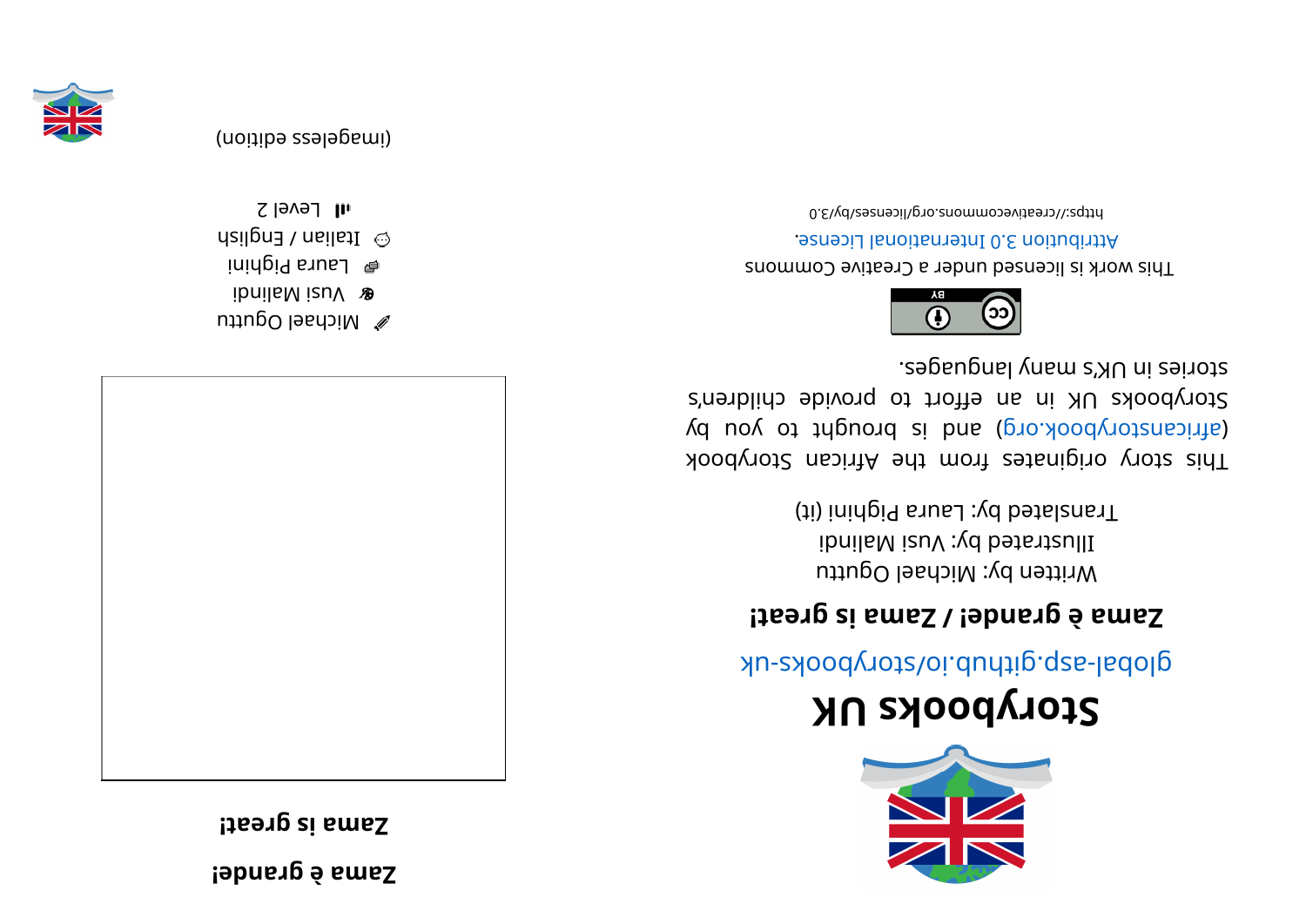# Storybooks UK

global-asp.github.io/storybooks-uk

## Zama è grande! / Zama is great!

Written by: Michael Oguttu
Illustrated by: Vusi Malindi
Translated by: Laura Pighini (it)

This story originates from the African Storybook (africanstorybook.org) and is brought to you by Storybooks UK in an effort to provide children's stories in UK's many languages.

This work is licensed under a Creative Commons Attribution 3.0 International License.

https://creativecommons.org/licenses/by/3.0

# Zama è grande!

## Zama is great!

Michael Oguttu
Vusi Malindi
Laura Pighini
Italian / English
Level 2

(imageless edition)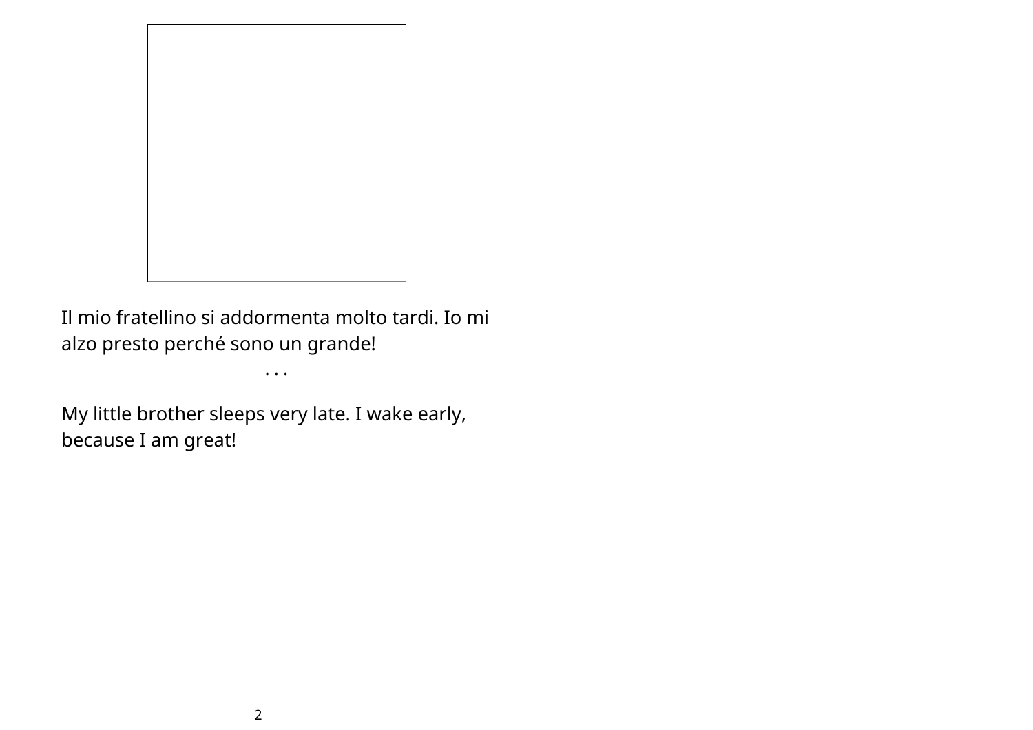Il mio fratellino si addormenta molto tardi. Io mi alzo presto perché sono un grande!

. . .

My little brother sleeps very late. I wake early, because I am great!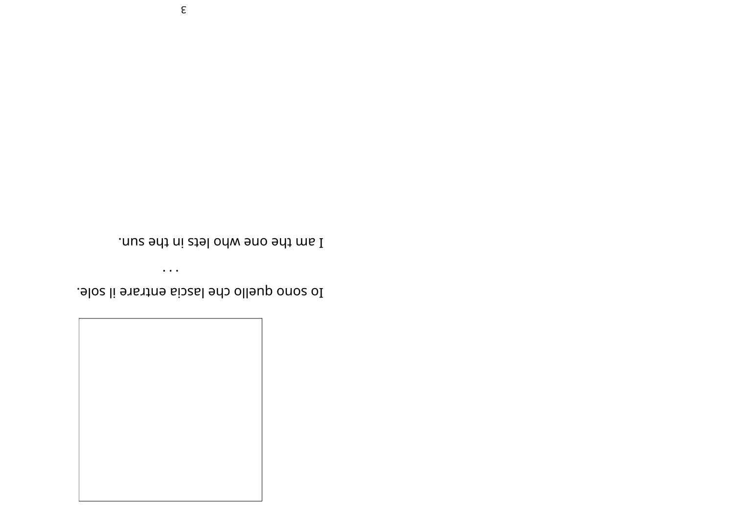Io sono quello che lascia entrare il sole.

. . .

I am the one who lets in the sun.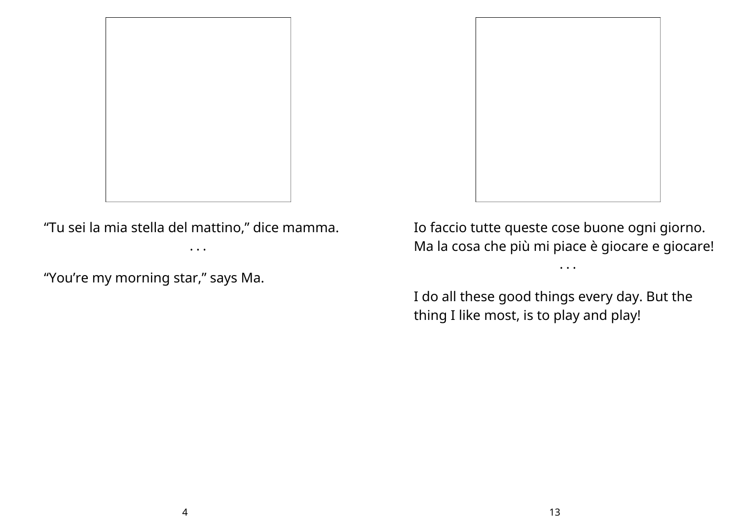“Tu sei la mia stella del mattino,” dice mamma.

. . .

“You’re my morning star,” says Ma.

Io faccio tutte queste cose buone ogni giorno. Ma la cosa che più mi piace è giocare e giocare!

. . .

I do all these good things every day. But the thing I like most, is to play and play!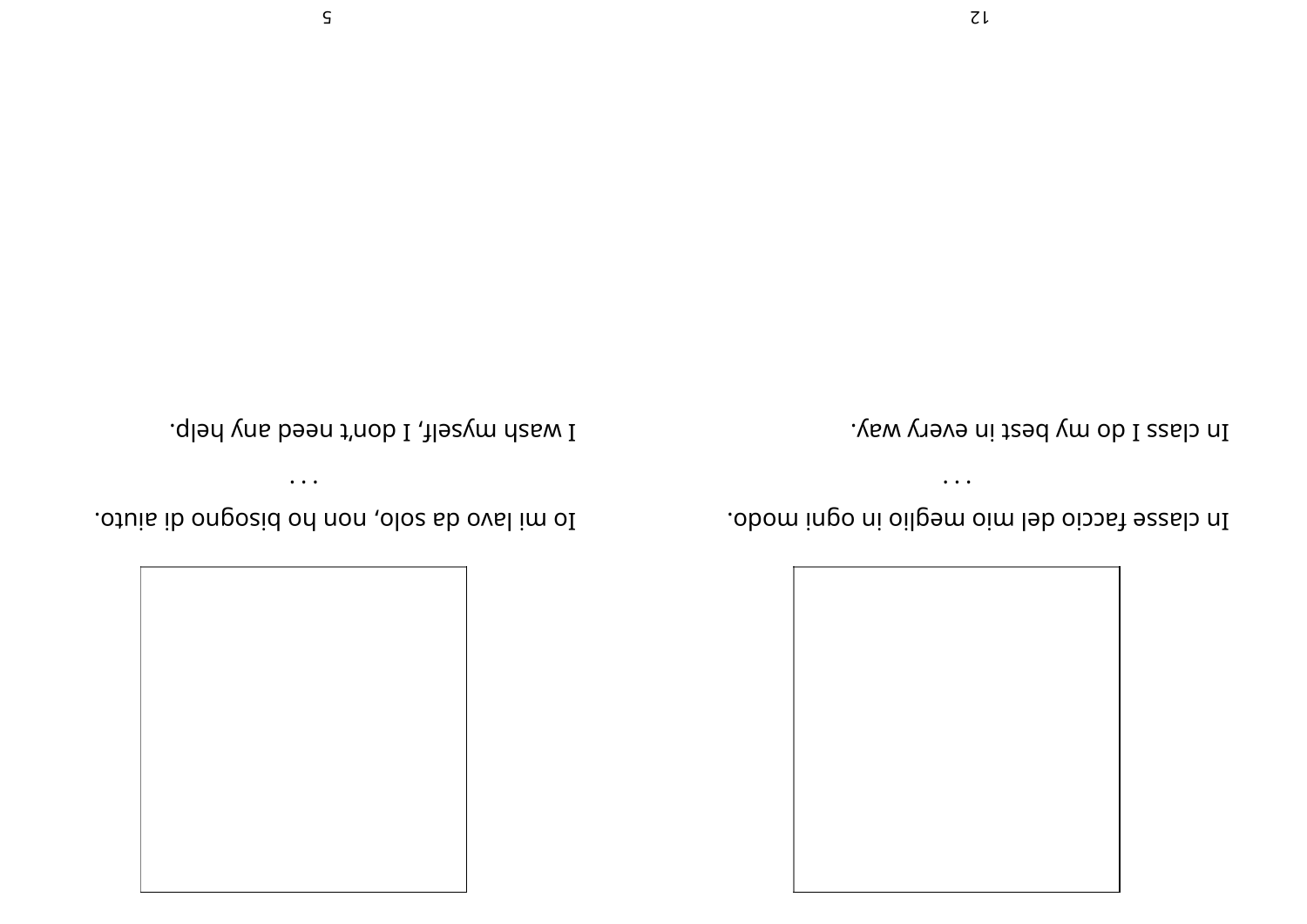Io mi lavo da solo, non ho bisogno di aiuto.

. . .

I wash myself, I don't need any help.

In classe faccio del mio meglio in ogni modo.

. . .

In class I do my best in every way.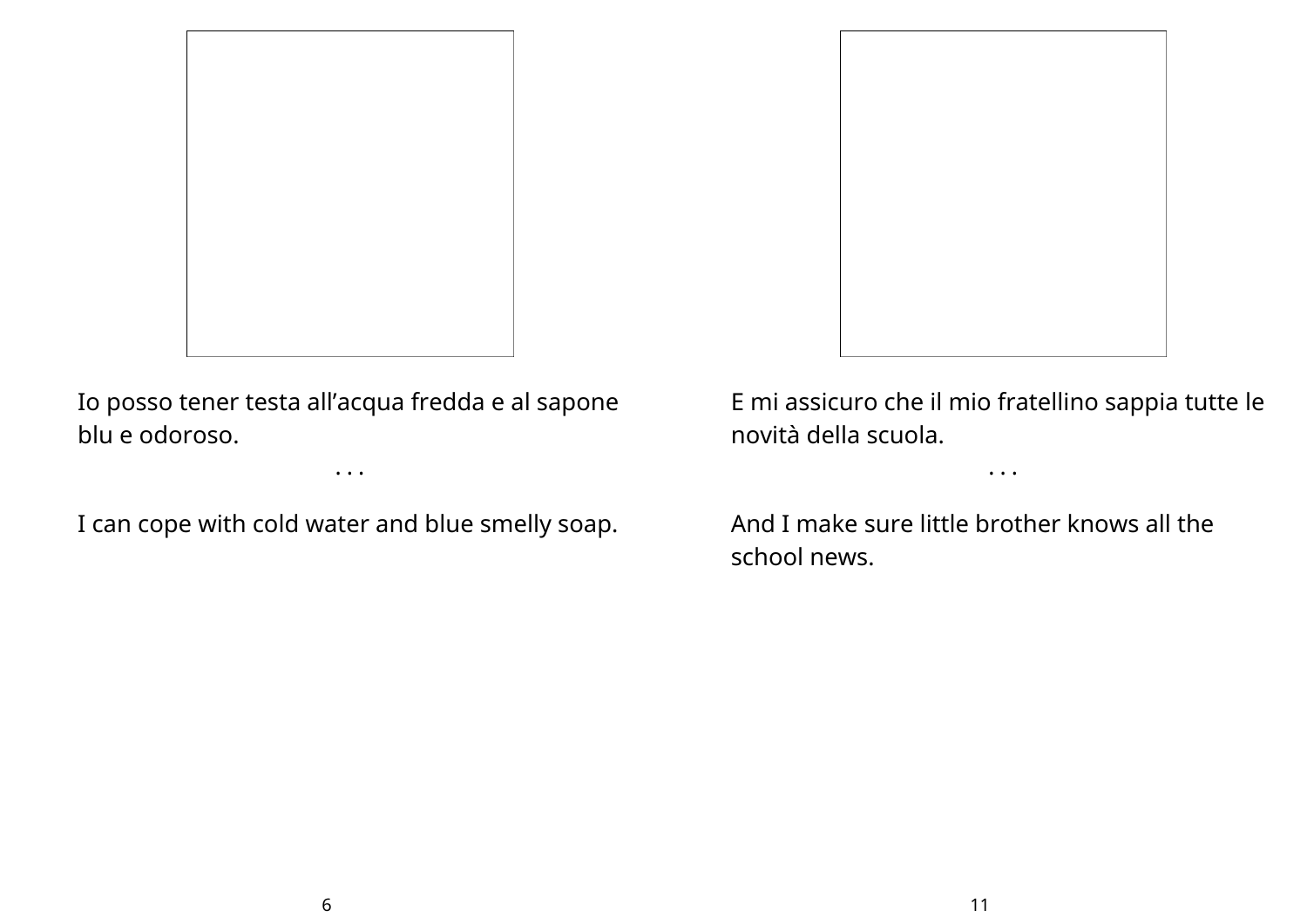Io posso tener testa all’acqua fredda e al sapone blu e odoroso.

. . .

I can cope with cold water and blue smelly soap.

E mi assicuro che il mio fratellino sappia tutte le novità della scuola.

. . .

And I make sure little brother knows all the school news.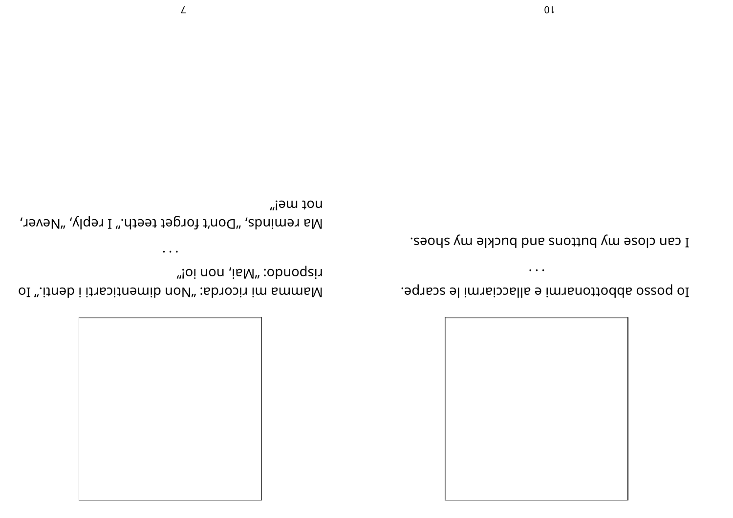Mamma mi ricorda: "Non dimenticarti i denti." Io rispondo: "Mai, non io!"

. . .

Ma reminds, "Don't forget teeth." I reply, "Never, not me!"

Io posso abbottonarmi e allacciarmi le scarpe.

. . .

I can close my buttons and buckle my shoes.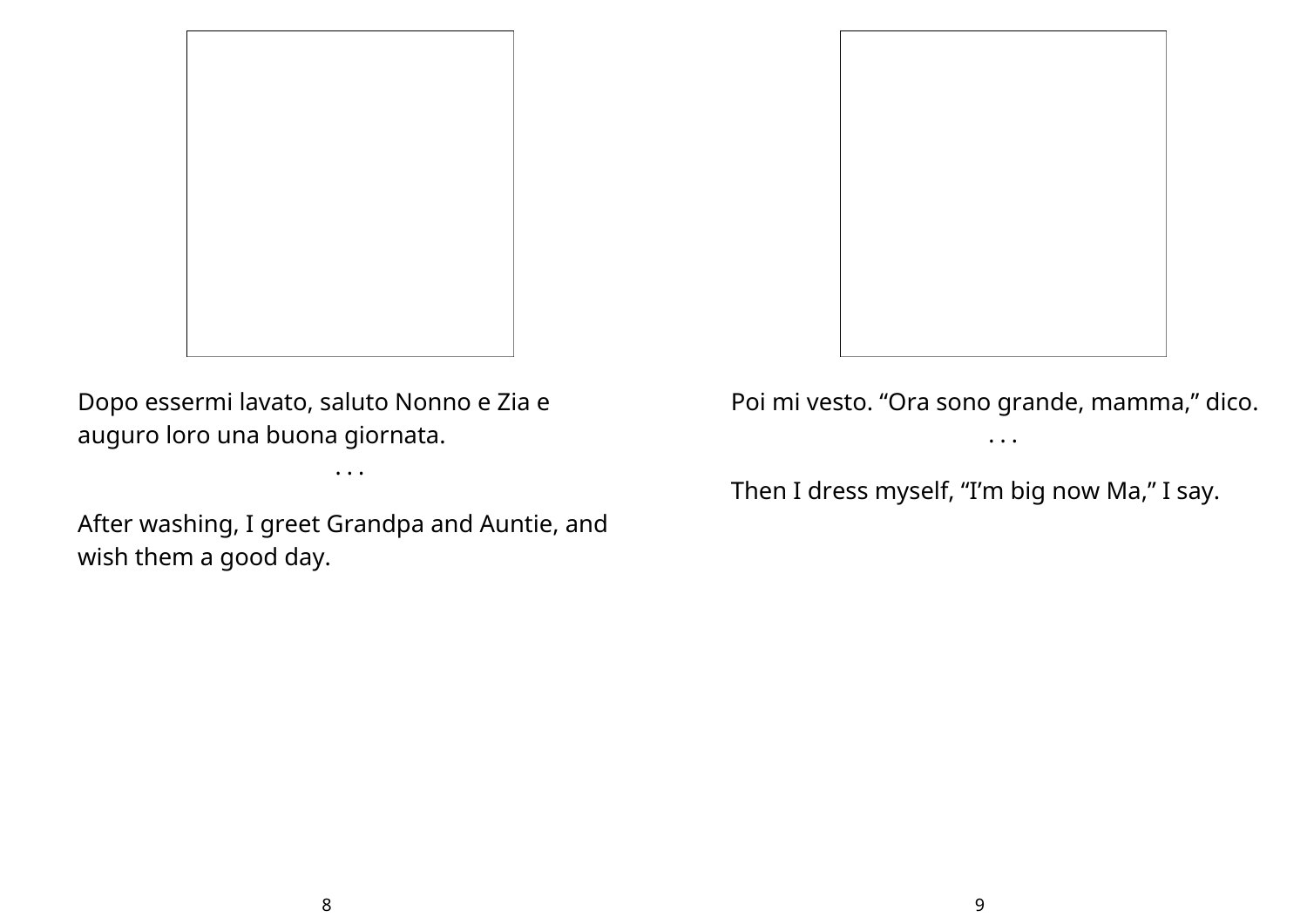Dopo essermi lavato, saluto Nonno e Zia e auguro loro una buona giornata.

. . .

After washing, I greet Grandpa and Auntie, and wish them a good day.

Poi mi vesto. “Ora sono grande, mamma,” dico.

. . .

Then I dress myself, “I’m big now Ma,” I say.